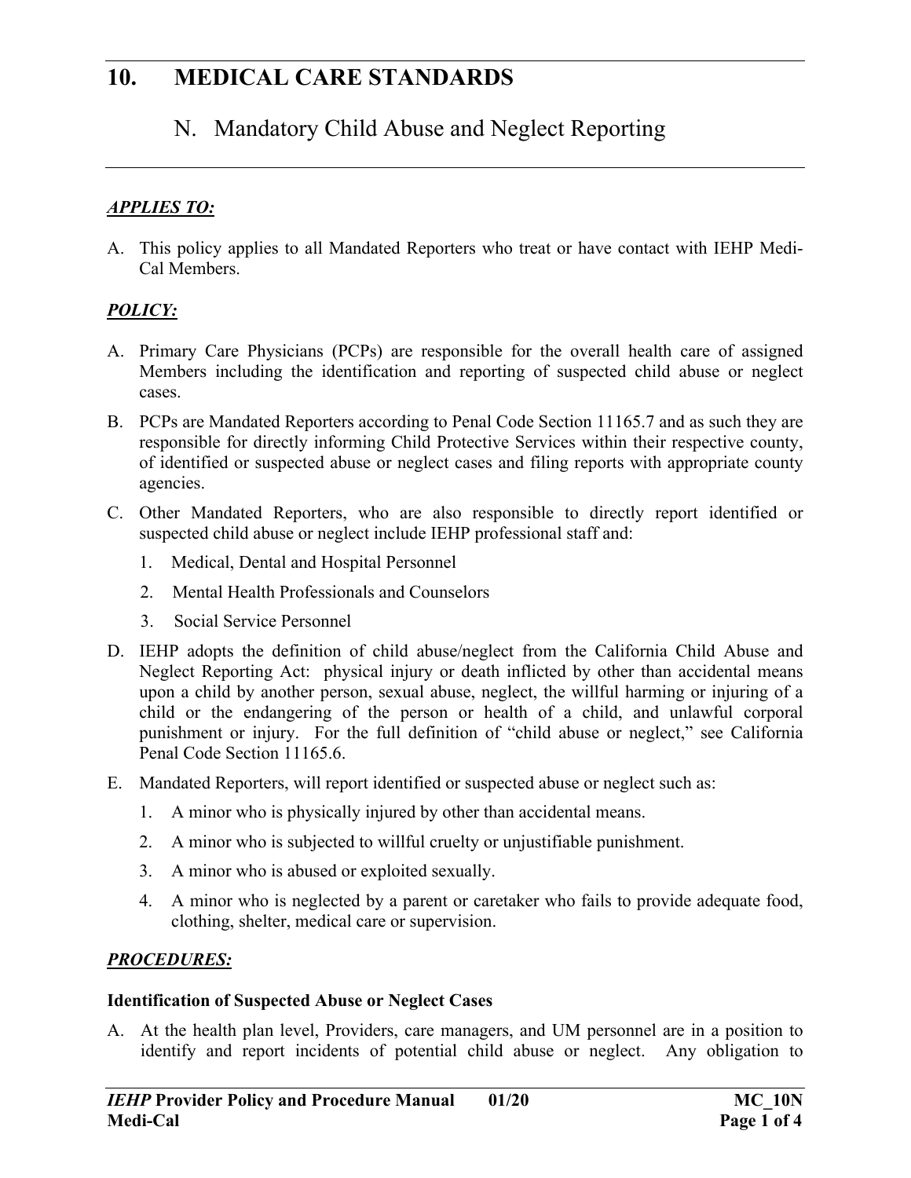# 10. MEDICAL CARE STANDARDS

## N. Mandatory Child Abuse and Neglect Reporting

***APPLIES TO:***

A. This policy applies to all Mandated Reporters who treat or have contact with IEHP Medi-Cal Members.

***POLICY:***

A. Primary Care Physicians (PCPs) are responsible for the overall health care of assigned Members including the identification and reporting of suspected child abuse or neglect cases.

B. PCPs are Mandated Reporters according to Penal Code Section 11165.7 and as such they are responsible for directly informing Child Protective Services within their respective county, of identified or suspected abuse or neglect cases and filing reports with appropriate county agencies.

C. Other Mandated Reporters, who are also responsible to directly report identified or suspected child abuse or neglect include IEHP professional staff and:

   1. Medical, Dental and Hospital Personnel
   2. Mental Health Professionals and Counselors
   3. Social Service Personnel

D. IEHP adopts the definition of child abuse/neglect from the California Child Abuse and Neglect Reporting Act: physical injury or death inflicted by other than accidental means upon a child by another person, sexual abuse, neglect, the willful harming or injuring of a child or the endangering of the person or health of a child, and unlawful corporal punishment or injury. For the full definition of "child abuse or neglect," see California Penal Code Section 11165.6.

E. Mandated Reporters, will report identified or suspected abuse or neglect such as:

   1. A minor who is physically injured by other than accidental means.
   2. A minor who is subjected to willful cruelty or unjustifiable punishment.
   3. A minor who is abused or exploited sexually.
   4. A minor who is neglected by a parent or caretaker who fails to provide adequate food, clothing, shelter, medical care or supervision.

***PROCEDURES:***

**Identification of Suspected Abuse or Neglect Cases**

A. At the health plan level, Providers, care managers, and UM personnel are in a position to identify and report incidents of potential child abuse or neglect. Any obligation to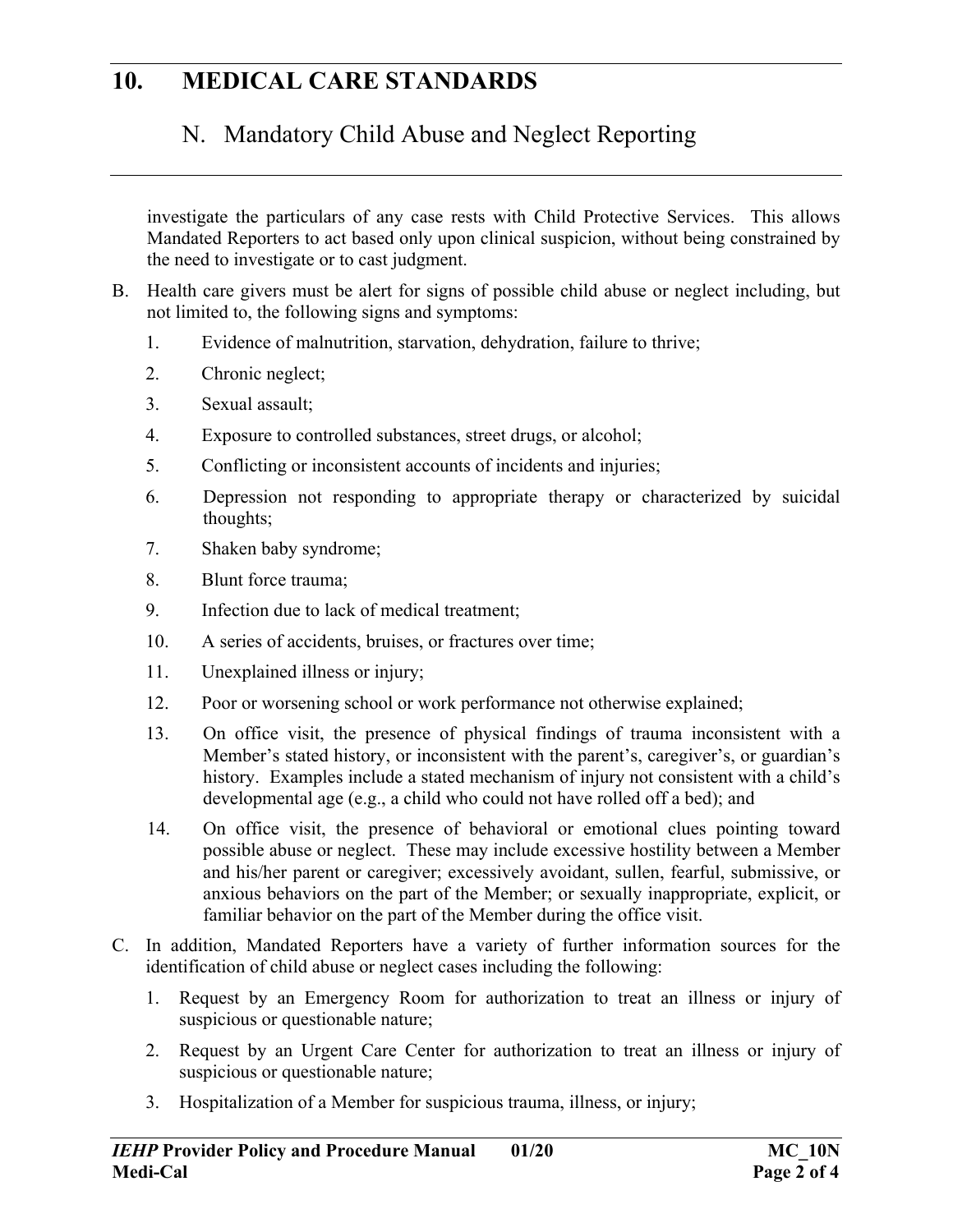investigate the particulars of any case rests with Child Protective Services. This allows Mandated Reporters to act based only upon clinical suspicion, without being constrained by the need to investigate or to cast judgment.

B. Health care givers must be alert for signs of possible child abuse or neglect including, but not limited to, the following signs and symptoms:

   1. Evidence of malnutrition, starvation, dehydration, failure to thrive;
   2. Chronic neglect;
   3. Sexual assault;
   4. Exposure to controlled substances, street drugs, or alcohol;
   5. Conflicting or inconsistent accounts of incidents and injuries;
   6. Depression not responding to appropriate therapy or characterized by suicidal thoughts;
   7. Shaken baby syndrome;
   8. Blunt force trauma;
   9. Infection due to lack of medical treatment;
   10. A series of accidents, bruises, or fractures over time;
   11. Unexplained illness or injury;
   12. Poor or worsening school or work performance not otherwise explained;
   13. On office visit, the presence of physical findings of trauma inconsistent with a Member's stated history, or inconsistent with the parent's, caregiver's, or guardian's history. Examples include a stated mechanism of injury not consistent with a child's developmental age (e.g., a child who could not have rolled off a bed); and
   14. On office visit, the presence of behavioral or emotional clues pointing toward possible abuse or neglect. These may include excessive hostility between a Member and his/her parent or caregiver; excessively avoidant, sullen, fearful, submissive, or anxious behaviors on the part of the Member; or sexually inappropriate, explicit, or familiar behavior on the part of the Member during the office visit.

C. In addition, Mandated Reporters have a variety of further information sources for the identification of child abuse or neglect cases including the following:

   1. Request by an Emergency Room for authorization to treat an illness or injury of suspicious or questionable nature;
   2. Request by an Urgent Care Center for authorization to treat an illness or injury of suspicious or questionable nature;
   3. Hospitalization of a Member for suspicious trauma, illness, or injury;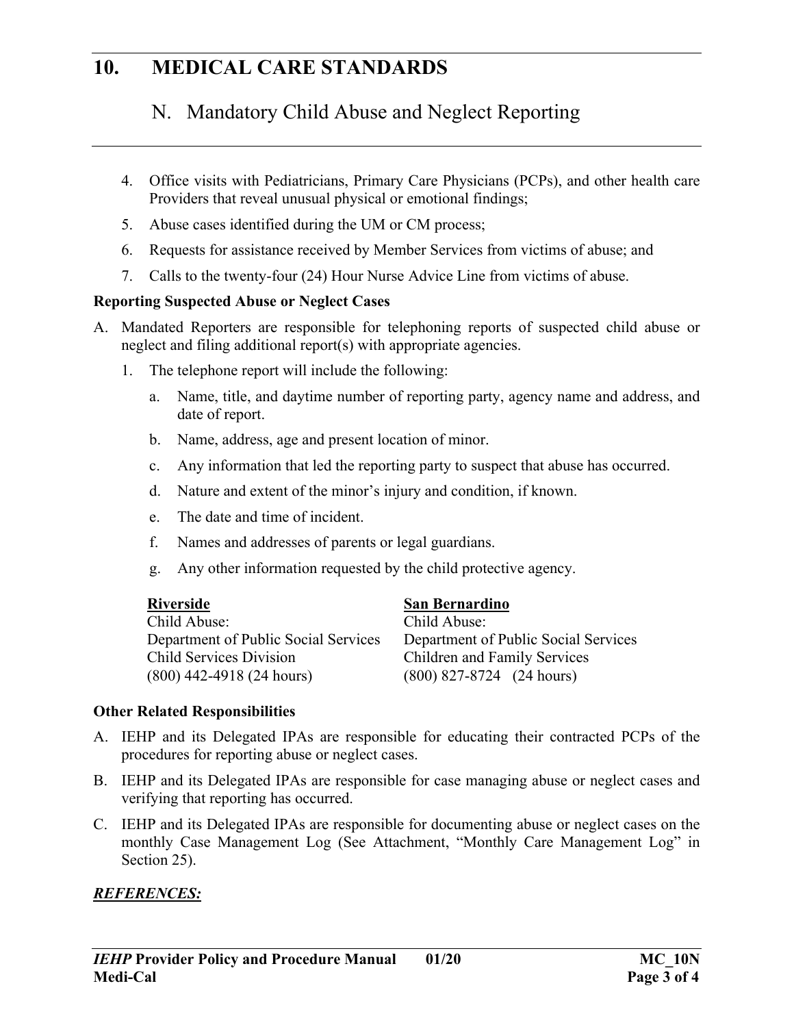# 10. MEDICAL CARE STANDARDS

## N. Mandatory Child Abuse and Neglect Reporting

4. Office visits with Pediatricians, Primary Care Physicians (PCPs), and other health care Providers that reveal unusual physical or emotional findings;
5. Abuse cases identified during the UM or CM process;
6. Requests for assistance received by Member Services from victims of abuse; and
7. Calls to the twenty-four (24) Hour Nurse Advice Line from victims of abuse.

**Reporting Suspected Abuse or Neglect Cases**

A. Mandated Reporters are responsible for telephoning reports of suspected child abuse or neglect and filing additional report(s) with appropriate agencies.

   1. The telephone report will include the following:

      a. Name, title, and daytime number of reporting party, agency name and address, and date of report.

      b. Name, address, age and present location of minor.

      c. Any information that led the reporting party to suspect that abuse has occurred.

      d. Nature and extent of the minor's injury and condition, if known.

      e. The date and time of incident.

      f. Names and addresses of parents or legal guardians.

      g. Any other information requested by the child protective agency.

**<u>Riverside</u>**
Child Abuse:
Department of Public Social Services
Child Services Division
(800) 442-4918 (24 hours)

**<u>San Bernardino</u>**
Child Abuse:
Department of Public Social Services
Children and Family Services
(800) 827-8724 (24 hours)

**Other Related Responsibilities**

A. IEHP and its Delegated IPAs are responsible for educating their contracted PCPs of the procedures for reporting abuse or neglect cases.

B. IEHP and its Delegated IPAs are responsible for case managing abuse or neglect cases and verifying that reporting has occurred.

C. IEHP and its Delegated IPAs are responsible for documenting abuse or neglect cases on the monthly Case Management Log (See Attachment, "Monthly Care Management Log" in Section 25).

***<u>REFERENCES:</u>***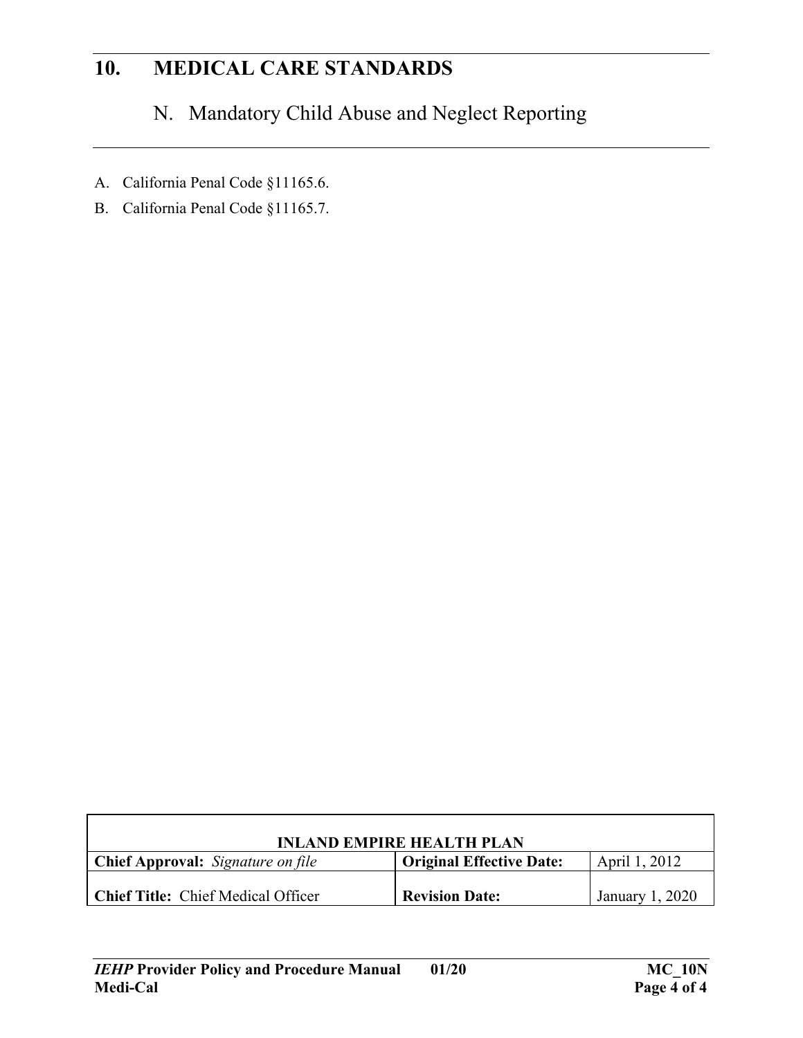A. California Penal Code §11165.6.

B. California Penal Code §11165.7.

| INLAND EMPIRE HEALTH PLAN | | |
|---|---|---|
| **Chief Approval:** *Signature on file* | **Original Effective Date:** | April 1, 2012 |
| **Chief Title:** Chief Medical Officer | **Revision Date:** | January 1, 2020 |